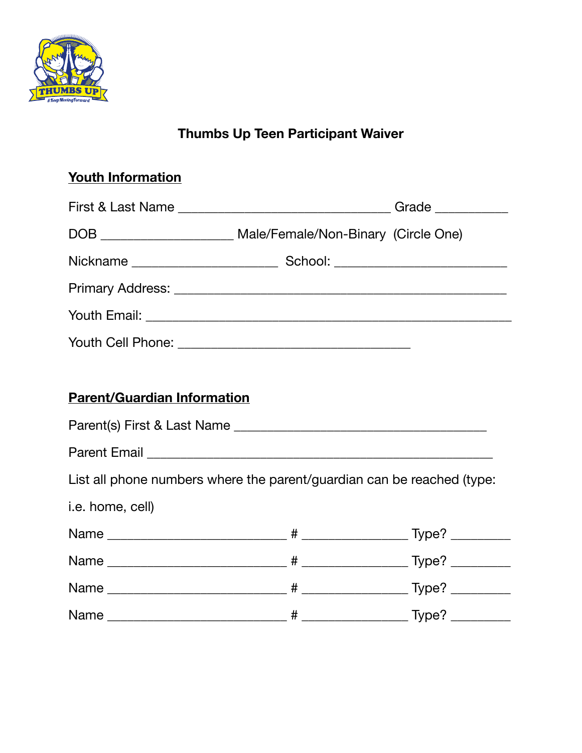# Thumbs Up Teen Participant Waiver

## Youth Information

First & Last Name _______________________________ Grade __________

DOB ___________________ Male/Female/Non-Binary (Circle One)

Nickname _____________________ School: _________________________

Primary Address: ________________________________________________

Youth Email: ____________________________________________________

Youth Cell Phone: _________________________________

## Parent/Guardian Information

Parent(s) First & Last Name _____________________________________

Parent Email __________________________________________________

List all phone numbers where the parent/guardian can be reached (type: i.e. home, cell)

Name __________________________ # _______________ Type? ________

Name __________________________ # _______________ Type? ________

Name __________________________ # _______________ Type? ________

Name __________________________ # _______________ Type? ________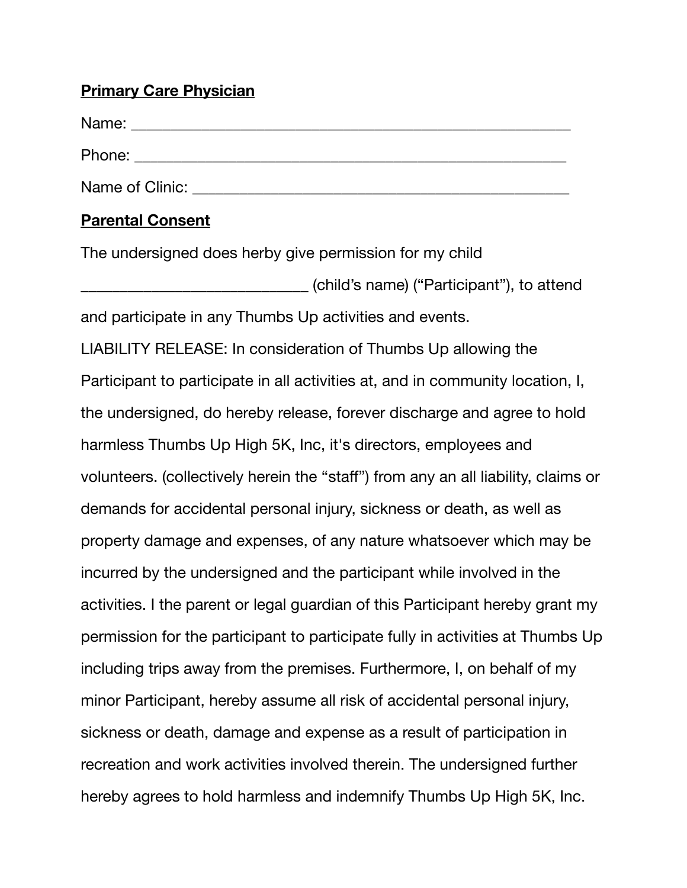**Primary Care Physician**

Name: ______________________________________________________

Phone: _____________________________________________________

Name of Clinic: _______________________________________________

**Parental Consent**

The undersigned does herby give permission for my child ___________________________ (child's name) ("Participant"), to attend and participate in any Thumbs Up activities and events.

LIABILITY RELEASE: In consideration of Thumbs Up allowing the Participant to participate in all activities at, and in community location, I, the undersigned, do hereby release, forever discharge and agree to hold harmless Thumbs Up High 5K, Inc, it's directors, employees and volunteers. (collectively herein the "staff") from any an all liability, claims or demands for accidental personal injury, sickness or death, as well as property damage and expenses, of any nature whatsoever which may be incurred by the undersigned and the participant while involved in the activities. I the parent or legal guardian of this Participant hereby grant my permission for the participant to participate fully in activities at Thumbs Up including trips away from the premises. Furthermore, I, on behalf of my minor Participant, hereby assume all risk of accidental personal injury, sickness or death, damage and expense as a result of participation in recreation and work activities involved therein. The undersigned further hereby agrees to hold harmless and indemnify Thumbs Up High 5K, Inc.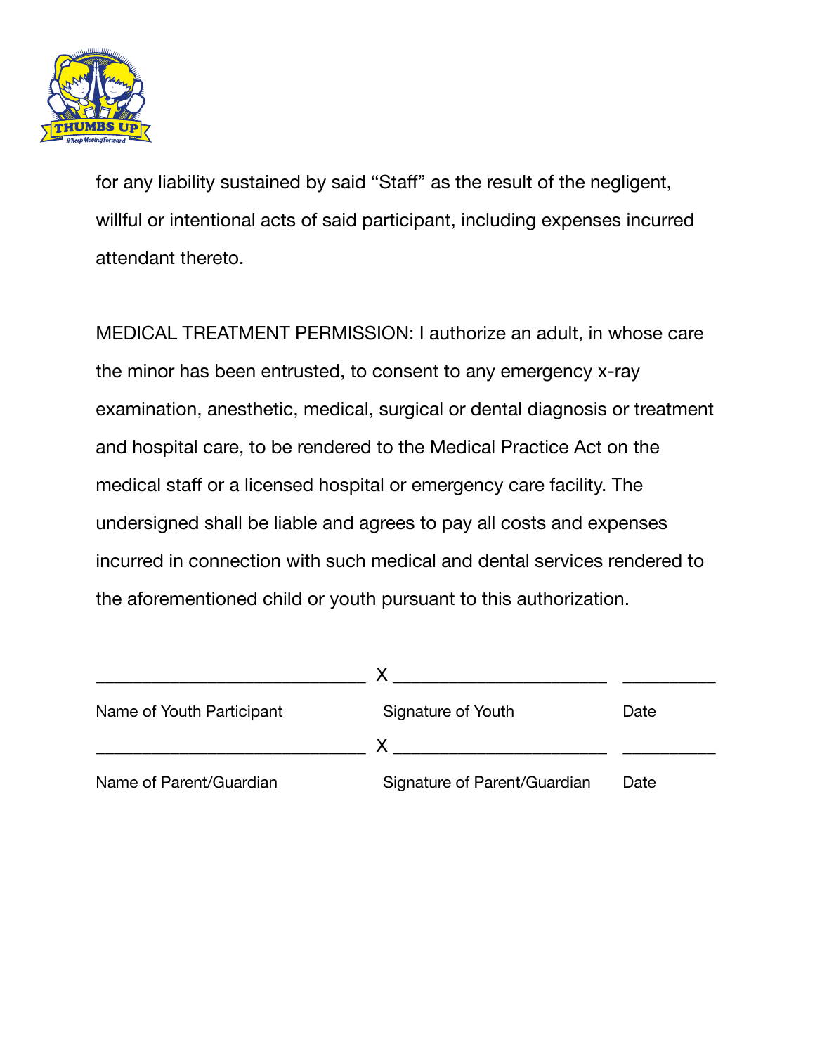for any liability sustained by said “Staff” as the result of the negligent, willful or intentional acts of said participant, including expenses incurred attendant thereto.

MEDICAL TREATMENT PERMISSION: I authorize an adult, in whose care the minor has been entrusted, to consent to any emergency x-ray examination, anesthetic, medical, surgical or dental diagnosis or treatment and hospital care, to be rendered to the Medical Practice Act on the medical staff or a licensed hospital or emergency care facility. The undersigned shall be liable and agrees to pay all costs and expenses incurred in connection with such medical and dental services rendered to the aforementioned child or youth pursuant to this authorization.

| ______________________________ | X ________________________ | __________ |
|---|---|---|
| Name of Youth Participant | Signature of Youth | Date |
| ______________________________ | X ________________________ | __________ |
| Name of Parent/Guardian | Signature of Parent/Guardian | Date |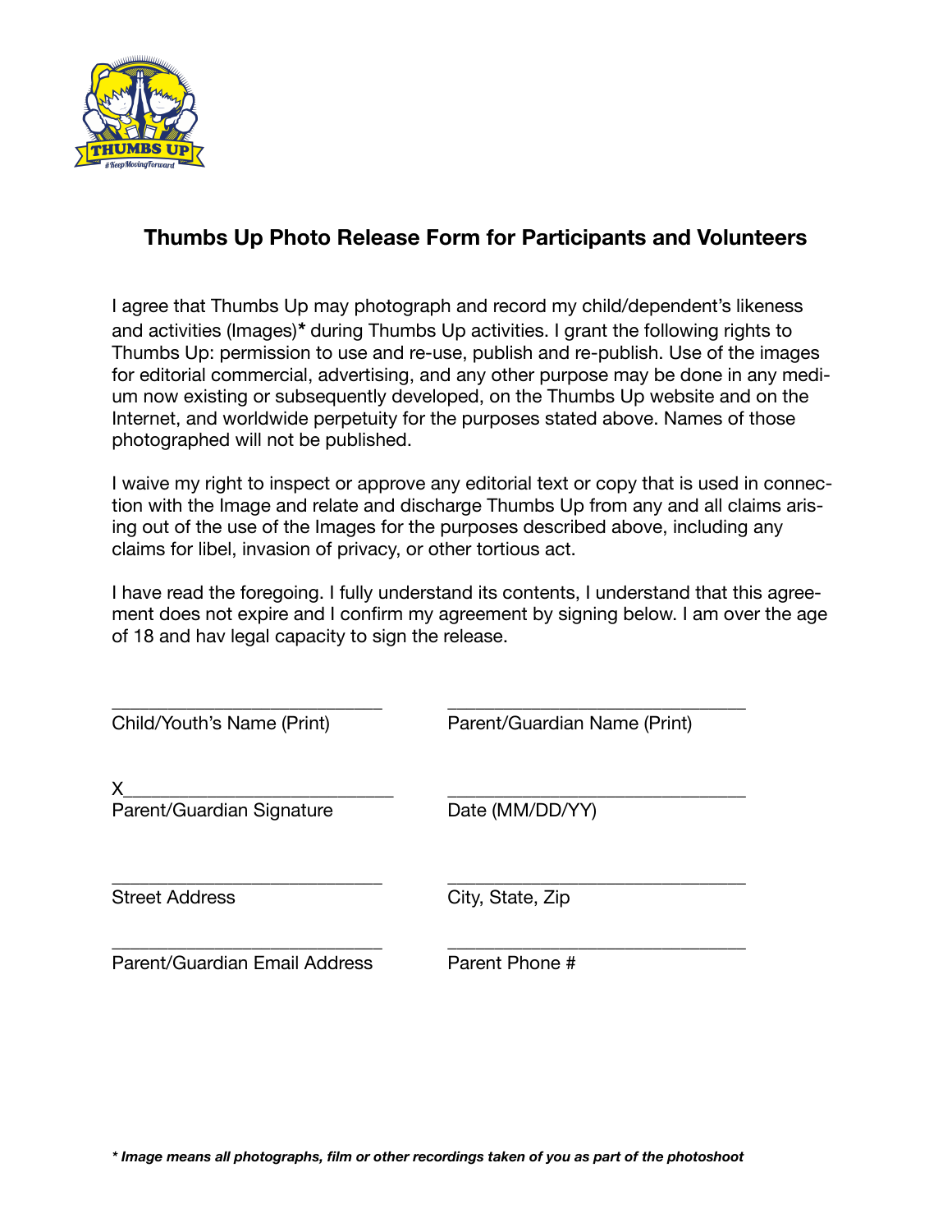## Thumbs Up Photo Release Form for Participants and Volunteers

I agree that Thumbs Up may photograph and record my child/dependent's likeness and activities (Images)* during Thumbs Up activities. I grant the following rights to Thumbs Up: permission to use and re-use, publish and re-publish. Use of the images for editorial commercial, advertising, and any other purpose may be done in any medium now existing or subsequently developed, on the Thumbs Up website and on the Internet, and worldwide perpetuity for the purposes stated above. Names of those photographed will not be published.

I waive my right to inspect or approve any editorial text or copy that is used in connection with the Image and relate and discharge Thumbs Up from any and all claims arising out of the use of the Images for the purposes described above, including any claims for libel, invasion of privacy, or other tortious act.

I have read the foregoing. I fully understand its contents, I understand that this agreement does not expire and I confirm my agreement by signing below. I am over the age of 18 and hav legal capacity to sign the release.

___________________________
Child/Youth's Name (Print)

___________________________
Parent/Guardian Name (Print)

X___________________________
Parent/Guardian Signature

___________________________
Date (MM/DD/YY)

___________________________
Street Address

___________________________
City, State, Zip

___________________________
Parent/Guardian Email Address

___________________________
Parent Phone #

***Image means all photographs, film or other recordings taken of you as part of the photoshoot***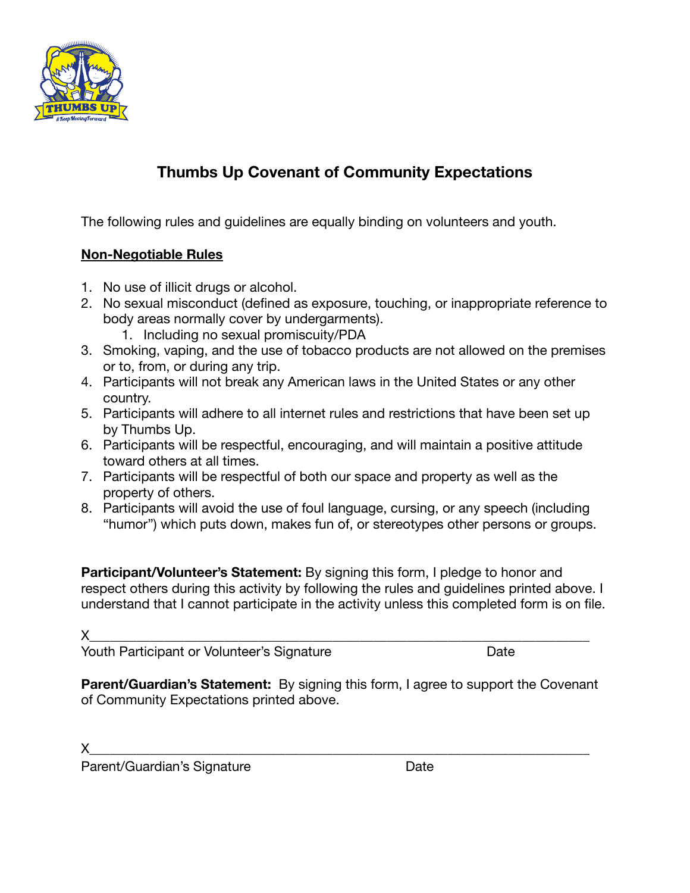# Thumbs Up Covenant of Community Expectations

The following rules and guidelines are equally binding on volunteers and youth.

**<u>Non-Negotiable Rules</u>**

1. No use of illicit drugs or alcohol.
2. No sexual misconduct (defined as exposure, touching, or inappropriate reference to body areas normally cover by undergarments).
    1. Including no sexual promiscuity/PDA
3. Smoking, vaping, and the use of tobacco products are not allowed on the premises or to, from, or during any trip.
4. Participants will not break any American laws in the United States or any other country.
5. Participants will adhere to all internet rules and restrictions that have been set up by Thumbs Up.
6. Participants will be respectful, encouraging, and will maintain a positive attitude toward others at all times.
7. Participants will be respectful of both our space and property as well as the property of others.
8. Participants will avoid the use of foul language, cursing, or any speech (including "humor") which puts down, makes fun of, or stereotypes other persons or groups.

**Participant/Volunteer's Statement:** By signing this form, I pledge to honor and respect others during this activity by following the rules and guidelines printed above. I understand that I cannot participate in the activity unless this completed form is on file.

X______________________________________________________________________

Youth Participant or Volunteer's Signature Date

**Parent/Guardian's Statement:** By signing this form, I agree to support the Covenant of Community Expectations printed above.

X______________________________________________________________________

Parent/Guardian's Signature Date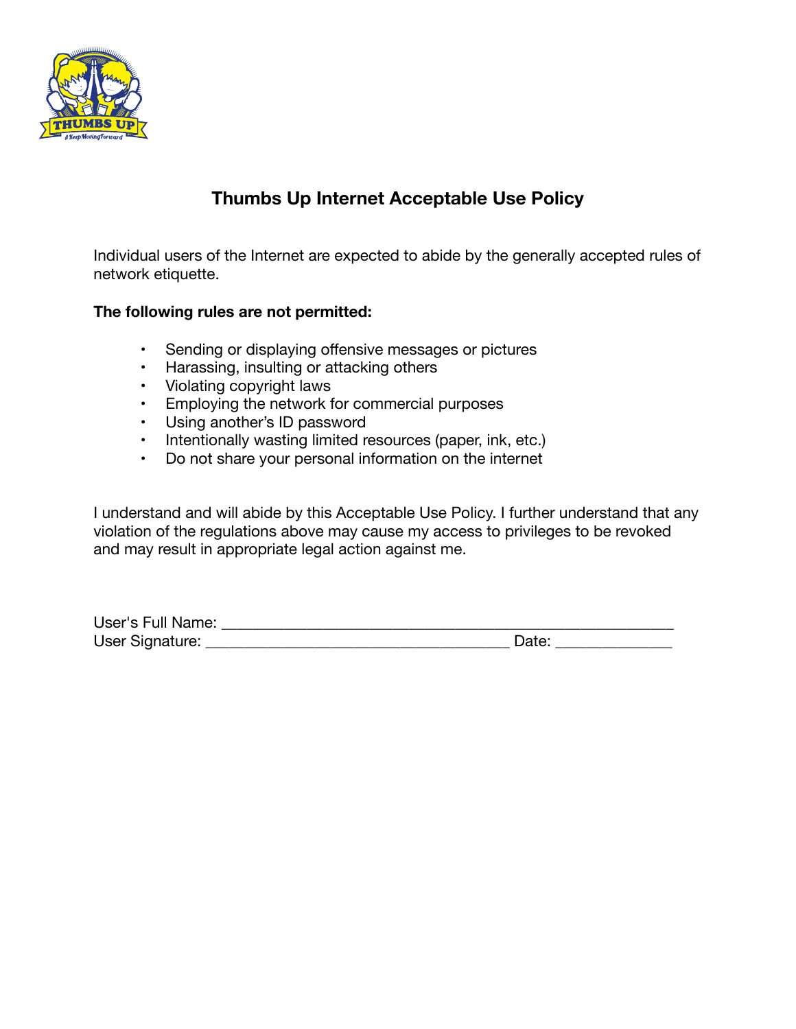# Thumbs Up Internet Acceptable Use Policy

Individual users of the Internet are expected to abide by the generally accepted rules of network etiquette.

**The following rules are not permitted:**

- Sending or displaying offensive messages or pictures
- Harassing, insulting or attacking others
- Violating copyright laws
- Employing the network for commercial purposes
- Using another's ID password
- Intentionally wasting limited resources (paper, ink, etc.)
- Do not share your personal information on the internet

I understand and will abide by this Acceptable Use Policy. I further understand that any violation of the regulations above may cause my access to privileges to be revoked and may result in appropriate legal action against me.

User's Full Name: ____________________________________________________

User Signature: ___________________________________ Date: _____________